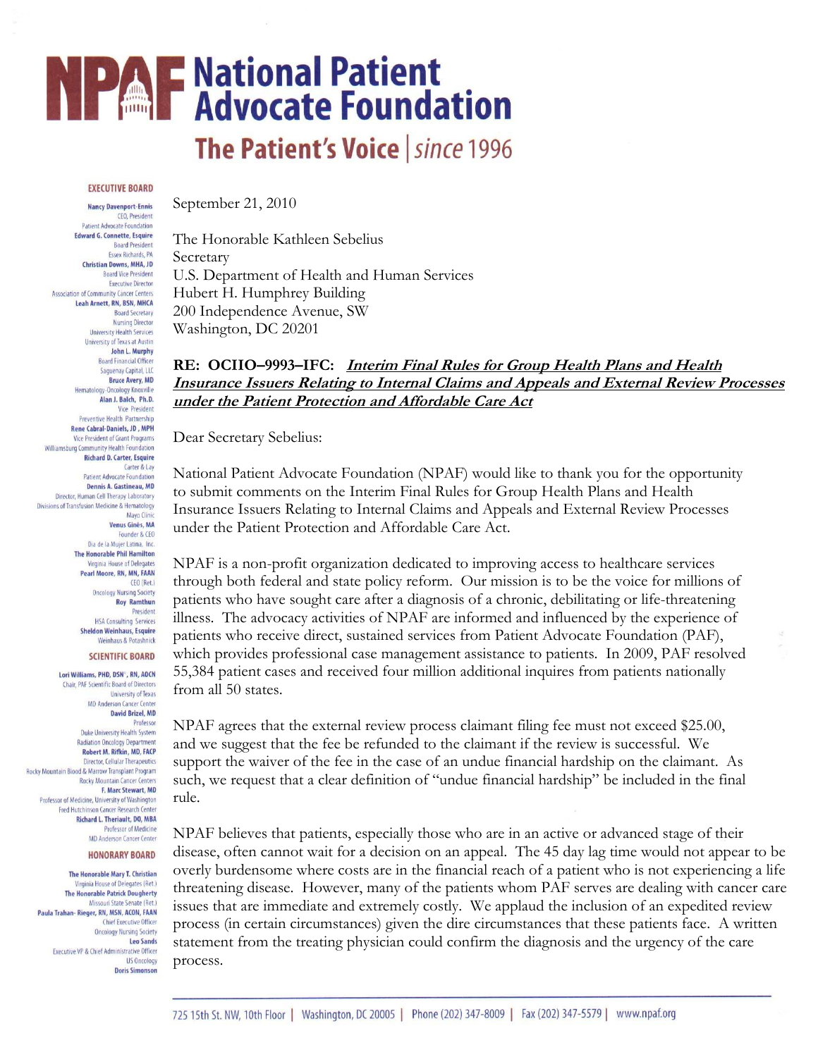# NPAF National Patient Advocate Foundation

**The Patient's Voice** | *since 1996*

**EXECUTIVE BOARD**

**Nancy Davenport-Ennis**
CEO, President
Patient Advocate Foundation

**Edward G. Connette, Esquire**
Board President
Essex Richards, PA

**Christian Downs, MHA, JD**
Board Vice President
Executive Director
Association of Community Cancer Centers

**Leah Arnett, RN, BSN, MHCA**
Board Secretary
Nursing Director
University Health Services
University of Texas at Austin

**John L. Murphy**
Board Financial Officer
Saguenay Capital, LLC

**Bruce Avery, MD**
Hematology-Oncology Knoxville

**Alan J. Balch, Ph.D.**
Vice President
Preventive Health Partnership

**Rene Cabral-Daniels, JD, MPH**
Vice President of Grant Programs
Williamsburg Community Health Foundation

**Richard D. Carter, Esquire**
Carter & Lay
Patient Advocate Foundation

**Dennis A. Gastineau, MD**
Director, Human Cell Therapy Laboratory
Divisions of Transfusion Medicine & Hematology
Mayo Clinic

**Venus Ginés, MA**
Founder & CEO
Dia de la Mujer Latina, Inc.

**The Honorable Phil Hamilton**
Virginia House of Delegates

**Pearl Moore, RN, MN, FAAN**
CEO (Ret.)
Oncology Nursing Society

**Roy Ramthun**
President
HSA Consulting Services

**Sheldon Weinhaus, Esquire**
Weinhaus & Potashnick

**SCIENTIFIC BOARD**

**Lori Williams, PHD, DSN, RN, AOCN**
Chair, PAF Scientific Board of Directors
University of Texas
MD Anderson Cancer Center

**David Brizel, MD**
Professor
Duke University Health System
Radiation Oncology Department

**Robert M. Rifkin, MD, FACP**
Director, Cellular Therapeutics
Rocky Mountain Blood & Marrow Transplant Program
Rocky Mountain Cancer Centers

**F. Marc Stewart, MD**
Professor of Medicine, University of Washington
Fred Hutchinson Cancer Research Center

**Richard L. Theriault, DO, MBA**
Professor of Medicine
MD Anderson Cancer Center

**HONORARY BOARD**

**The Honorable Mary T. Christian**
Virginia House of Delegates (Ret.)

**The Honorable Patrick Dougherty**
Missouri State Senate (Ret.)

**Paula Trahan-Rieger, RN, MSN, ACON, FAAN**
Chief Executive Officer
Oncology Nursing Society

**Leo Sands**
Executive VP & Chief Administrative Officer
US Oncology

**Doris Simonson**

---

September 21, 2010

The Honorable Kathleen Sebelius
Secretary
U.S. Department of Health and Human Services
Hubert H. Humphrey Building
200 Independence Avenue, SW
Washington, DC 20201

**RE: OCIIO–9993–IFC: *Interim Final Rules for Group Health Plans and Health Insurance Issuers Relating to Internal Claims and Appeals and External Review Processes under the Patient Protection and Affordable Care Act***

Dear Secretary Sebelius:

National Patient Advocate Foundation (NPAF) would like to thank you for the opportunity to submit comments on the Interim Final Rules for Group Health Plans and Health Insurance Issuers Relating to Internal Claims and Appeals and External Review Processes under the Patient Protection and Affordable Care Act.

NPAF is a non-profit organization dedicated to improving access to healthcare services through both federal and state policy reform. Our mission is to be the voice for millions of patients who have sought care after a diagnosis of a chronic, debilitating or life-threatening illness. The advocacy activities of NPAF are informed and influenced by the experience of patients who receive direct, sustained services from Patient Advocate Foundation (PAF), which provides professional case management assistance to patients. In 2009, PAF resolved 55,384 patient cases and received four million additional inquires from patients nationally from all 50 states.

NPAF agrees that the external review process claimant filing fee must not exceed $25.00, and we suggest that the fee be refunded to the claimant if the review is successful. We support the waiver of the fee in the case of an undue financial hardship on the claimant. As such, we request that a clear definition of "undue financial hardship" be included in the final rule.

NPAF believes that patients, especially those who are in an active or advanced stage of their disease, often cannot wait for a decision on an appeal. The 45 day lag time would not appear to be overly burdensome where costs are in the financial reach of a patient who is not experiencing a life threatening disease. However, many of the patients whom PAF serves are dealing with cancer care issues that are immediate and extremely costly. We applaud the inclusion of an expedited review process (in certain circumstances) given the dire circumstances that these patients face. A written statement from the treating physician could confirm the diagnosis and the urgency of the care process.

725 15th St. NW, 10th Floor | Washington, DC 20005 | Phone (202) 347-8009 | Fax (202) 347-5579 | www.npaf.org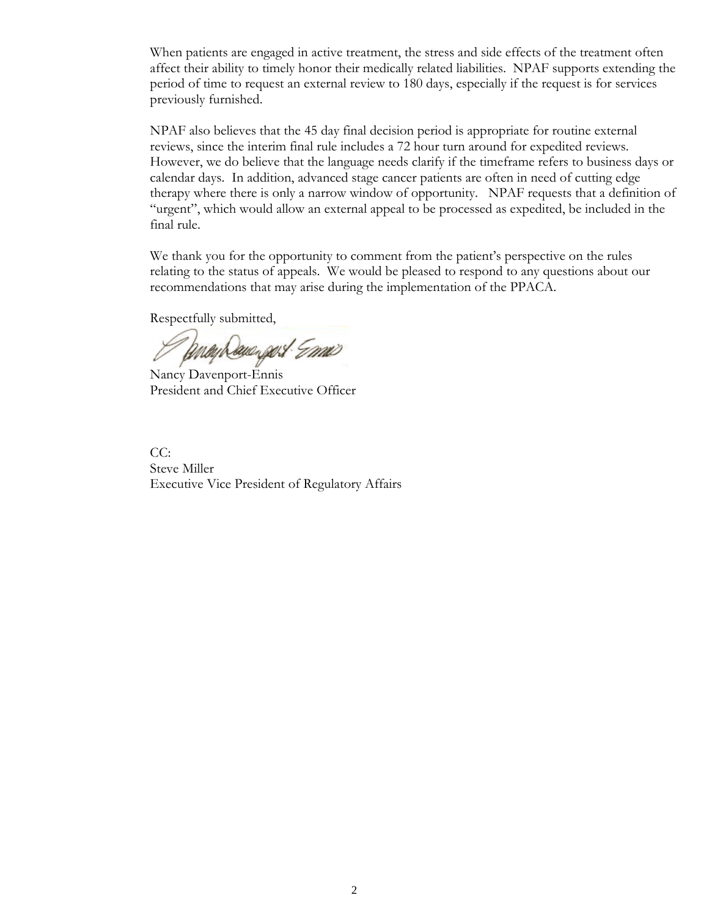When patients are engaged in active treatment, the stress and side effects of the treatment often affect their ability to timely honor their medically related liabilities. NPAF supports extending the period of time to request an external review to 180 days, especially if the request is for services previously furnished.

NPAF also believes that the 45 day final decision period is appropriate for routine external reviews, since the interim final rule includes a 72 hour turn around for expedited reviews. However, we do believe that the language needs clarify if the timeframe refers to business days or calendar days. In addition, advanced stage cancer patients are often in need of cutting edge therapy where there is only a narrow window of opportunity. NPAF requests that a definition of "urgent", which would allow an external appeal to be processed as expedited, be included in the final rule.

We thank you for the opportunity to comment from the patient's perspective on the rules relating to the status of appeals. We would be pleased to respond to any questions about our recommendations that may arise during the implementation of the PPACA.

Respectfully submitted,

Nancy Davenport-Ennis
President and Chief Executive Officer

CC:
Steve Miller
Executive Vice President of Regulatory Affairs